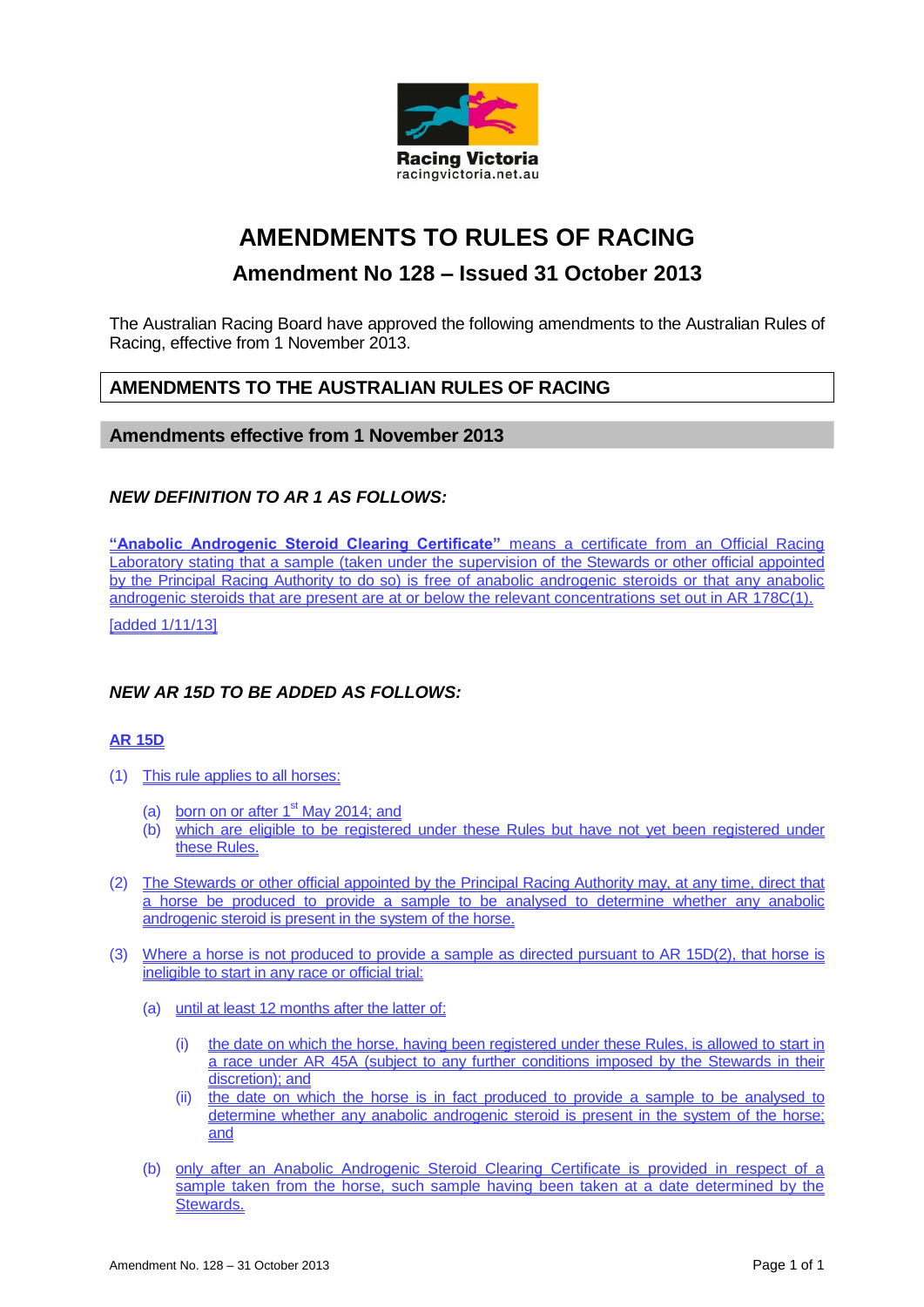Racing Victoria
racingvictoria.net.au

# AMENDMENTS TO RULES OF RACING

## Amendment No 128 – Issued 31 October 2013

The Australian Racing Board have approved the following amendments to the Australian Rules of Racing, effective from 1 November 2013.

## AMENDMENTS TO THE AUSTRALIAN RULES OF RACING

### Amendments effective from 1 November 2013

#### *NEW DEFINITION TO AR 1 AS FOLLOWS:*

**"Anabolic Androgenic Steroid Clearing Certificate"** means a certificate from an Official Racing Laboratory stating that a sample (taken under the supervision of the Stewards or other official appointed by the Principal Racing Authority to do so) is free of anabolic androgenic steroids or that any anabolic androgenic steroids that are present are at or below the relevant concentrations set out in AR 178C(1).

[added 1/11/13]

#### *NEW AR 15D TO BE ADDED AS FOLLOWS:*

**AR 15D**

(1) This rule applies to all horses:

- (a) born on or after 1st May 2014; and
- (b) which are eligible to be registered under these Rules but have not yet been registered under these Rules.

(2) The Stewards or other official appointed by the Principal Racing Authority may, at any time, direct that a horse be produced to provide a sample to be analysed to determine whether any anabolic androgenic steroid is present in the system of the horse.

(3) Where a horse is not produced to provide a sample as directed pursuant to AR 15D(2), that horse is ineligible to start in any race or official trial:

- (a) until at least 12 months after the latter of:
  - (i) the date on which the horse, having been registered under these Rules, is allowed to start in a race under AR 45A (subject to any further conditions imposed by the Stewards in their discretion); and
  - (ii) the date on which the horse is in fact produced to provide a sample to be analysed to determine whether any anabolic androgenic steroid is present in the system of the horse; and
- (b) only after an Anabolic Androgenic Steroid Clearing Certificate is provided in respect of a sample taken from the horse, such sample having been taken at a date determined by the Stewards.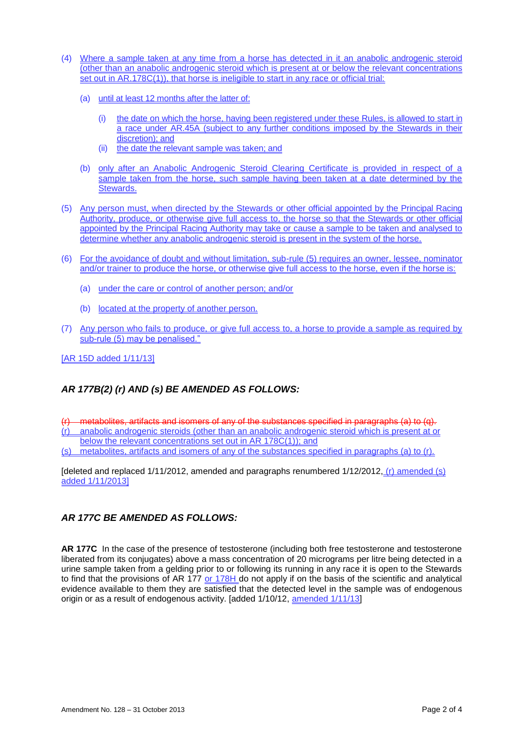(4) Where a sample taken at any time from a horse has detected in it an anabolic androgenic steroid (other than an anabolic androgenic steroid which is present at or below the relevant concentrations set out in AR.178C(1)), that horse is ineligible to start in any race or official trial:

   (a) until at least 12 months after the latter of:

      (i) the date on which the horse, having been registered under these Rules, is allowed to start in a race under AR.45A (subject to any further conditions imposed by the Stewards in their discretion); and
      (ii) the date the relevant sample was taken; and

   (b) only after an Anabolic Androgenic Steroid Clearing Certificate is provided in respect of a sample taken from the horse, such sample having been taken at a date determined by the Stewards.

(5) Any person must, when directed by the Stewards or other official appointed by the Principal Racing Authority, produce, or otherwise give full access to, the horse so that the Stewards or other official appointed by the Principal Racing Authority may take or cause a sample to be taken and analysed to determine whether any anabolic androgenic steroid is present in the system of the horse.

(6) For the avoidance of doubt and without limitation, sub-rule (5) requires an owner, lessee, nominator and/or trainer to produce the horse, or otherwise give full access to the horse, even if the horse is:

   (a) under the care or control of another person; and/or

   (b) located at the property of another person.

(7) Any person who fails to produce, or give full access to, a horse to provide a sample as required by sub-rule (5) may be penalised."

[AR 15D added 1/11/13]

### *AR 177B(2) (r) AND (s) BE AMENDED AS FOLLOWS:*

~~(r) metabolites, artifacts and isomers of any of the substances specified in paragraphs (a) to (q).~~
(r) anabolic androgenic steroids (other than an anabolic androgenic steroid which is present at or below the relevant concentrations set out in AR 178C(1)); and
(s) metabolites, artifacts and isomers of any of the substances specified in paragraphs (a) to (r).

[deleted and replaced 1/11/2012, amended and paragraphs renumbered 1/12/2012, (r) amended (s) added 1/11/2013]

### *AR 177C BE AMENDED AS FOLLOWS:*

**AR 177C** In the case of the presence of testosterone (including both free testosterone and testosterone liberated from its conjugates) above a mass concentration of 20 micrograms per litre being detected in a urine sample taken from a gelding prior to or following its running in any race it is open to the Stewards to find that the provisions of AR 177 or 178H do not apply if on the basis of the scientific and analytical evidence available to them they are satisfied that the detected level in the sample was of endogenous origin or as a result of endogenous activity. [added 1/10/12, amended 1/11/13]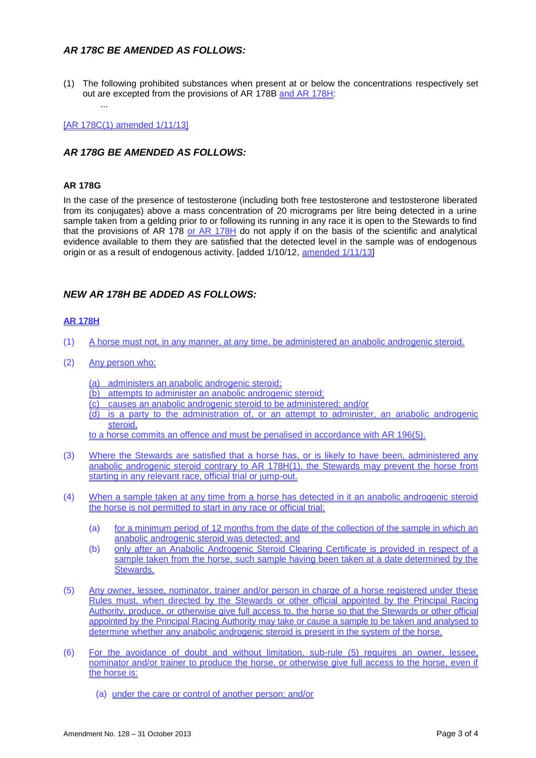### *AR 178C BE AMENDED AS FOLLOWS:*

(1) The following prohibited substances when present at or below the concentrations respectively set out are excepted from the provisions of AR 178B and AR 178H:

...

[AR 178C(1) amended 1/11/13]

### *AR 178G BE AMENDED AS FOLLOWS:*

**AR 178G**

In the case of the presence of testosterone (including both free testosterone and testosterone liberated from its conjugates) above a mass concentration of 20 micrograms per litre being detected in a urine sample taken from a gelding prior to or following its running in any race it is open to the Stewards to find that the provisions of AR 178 or AR 178H do not apply if on the basis of the scientific and analytical evidence available to them they are satisfied that the detected level in the sample was of endogenous origin or as a result of endogenous activity. [added 1/10/12, amended 1/11/13]

### *NEW AR 178H BE ADDED AS FOLLOWS:*

**AR 178H**

(1) A horse must not, in any manner, at any time, be administered an anabolic androgenic steroid.

(2) Any person who:

(a) administers an anabolic androgenic steroid;
(b) attempts to administer an anabolic androgenic steroid;
(c) causes an anabolic androgenic steroid to be administered; and/or
(d) is a party to the administration of, or an attempt to administer, an anabolic androgenic steroid,

to a horse commits an offence and must be penalised in accordance with AR 196(5).

(3) Where the Stewards are satisfied that a horse has, or is likely to have been, administered any anabolic androgenic steroid contrary to AR 178H(1), the Stewards may prevent the horse from starting in any relevant race, official trial or jump-out.

(4) When a sample taken at any time from a horse has detected in it an anabolic androgenic steroid the horse is not permitted to start in any race or official trial:

(a) for a minimum period of 12 months from the date of the collection of the sample in which an anabolic androgenic steroid was detected; and
(b) only after an Anabolic Androgenic Steroid Clearing Certificate is provided in respect of a sample taken from the horse, such sample having been taken at a date determined by the Stewards.

(5) Any owner, lessee, nominator, trainer and/or person in charge of a horse registered under these Rules must, when directed by the Stewards or other official appointed by the Principal Racing Authority, produce, or otherwise give full access to, the horse so that the Stewards or other official appointed by the Principal Racing Authority may take or cause a sample to be taken and analysed to determine whether any anabolic androgenic steroid is present in the system of the horse.

(6) For the avoidance of doubt and without limitation, sub-rule (5) requires an owner, lessee, nominator and/or trainer to produce the horse, or otherwise give full access to the horse, even if the horse is:

(a) under the care or control of another person; and/or

Amendment No. 128 – 31 October 2013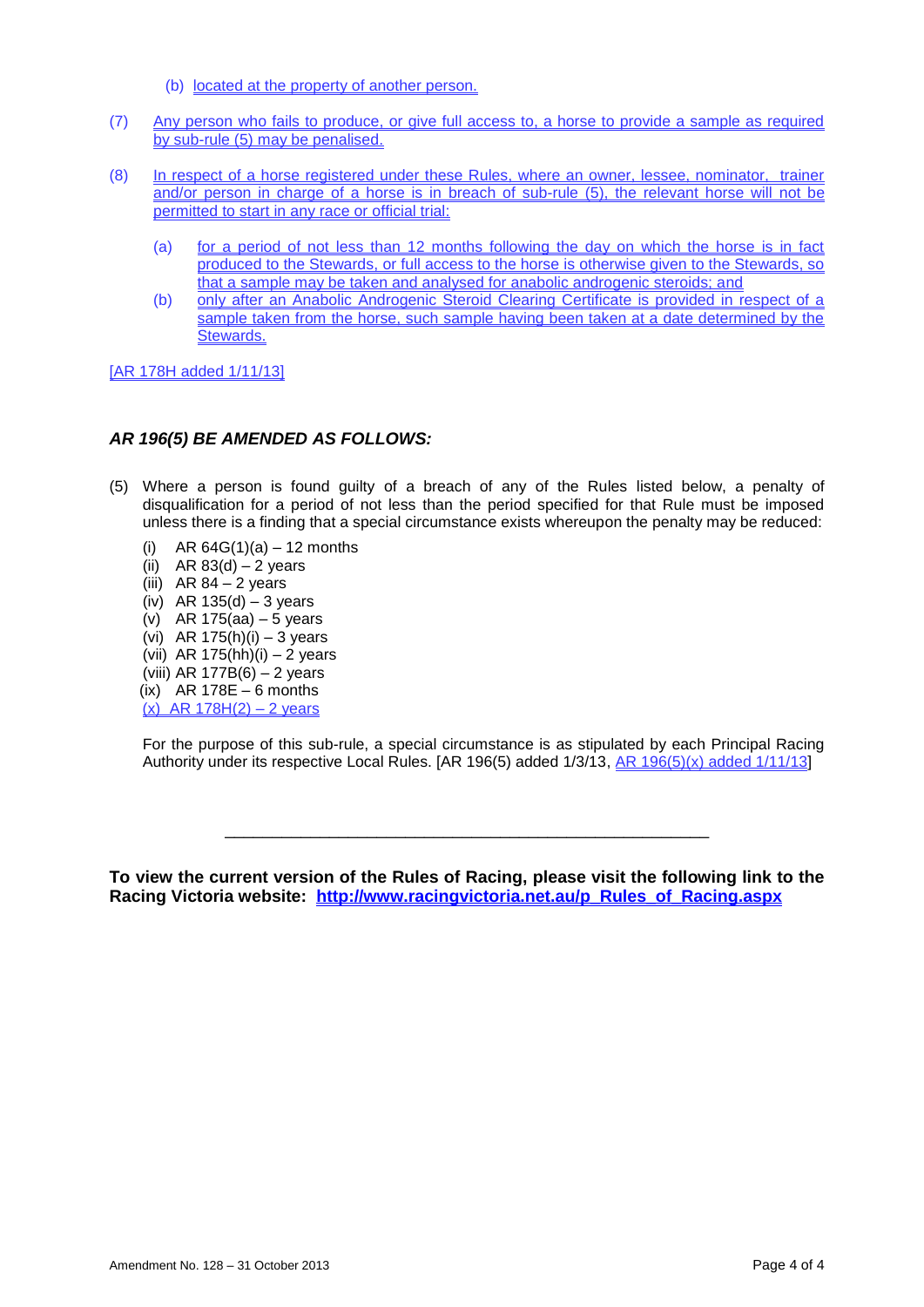(b) located at the property of another person.

(7) Any person who fails to produce, or give full access to, a horse to provide a sample as required by sub-rule (5) may be penalised.

(8) In respect of a horse registered under these Rules, where an owner, lessee, nominator, trainer and/or person in charge of a horse is in breach of sub-rule (5), the relevant horse will not be permitted to start in any race or official trial:

(a) for a period of not less than 12 months following the day on which the horse is in fact produced to the Stewards, or full access to the horse is otherwise given to the Stewards, so that a sample may be taken and analysed for anabolic androgenic steroids; and

(b) only after an Anabolic Androgenic Steroid Clearing Certificate is provided in respect of a sample taken from the horse, such sample having been taken at a date determined by the Stewards.

[AR 178H added 1/11/13]

### *AR 196(5) BE AMENDED AS FOLLOWS:*

(5) Where a person is found guilty of a breach of any of the Rules listed below, a penalty of disqualification for a period of not less than the period specified for that Rule must be imposed unless there is a finding that a special circumstance exists whereupon the penalty may be reduced:

(i) AR 64G(1)(a) – 12 months
(ii) AR 83(d) – 2 years
(iii) AR 84 – 2 years
(iv) AR 135(d) – 3 years
(v) AR 175(aa) – 5 years
(vi) AR 175(h)(i) – 3 years
(vii) AR 175(hh)(i) – 2 years
(viii) AR 177B(6) – 2 years
(ix) AR 178E – 6 months
(x) AR 178H(2) – 2 years

For the purpose of this sub-rule, a special circumstance is as stipulated by each Principal Racing Authority under its respective Local Rules. [AR 196(5) added 1/3/13, AR 196(5)(x) added 1/11/13]

---

**To view the current version of the Rules of Racing, please visit the following link to the Racing Victoria website: http://www.racingvictoria.net.au/p_Rules_of_Racing.aspx**

Amendment No. 128 – 31 October 2013